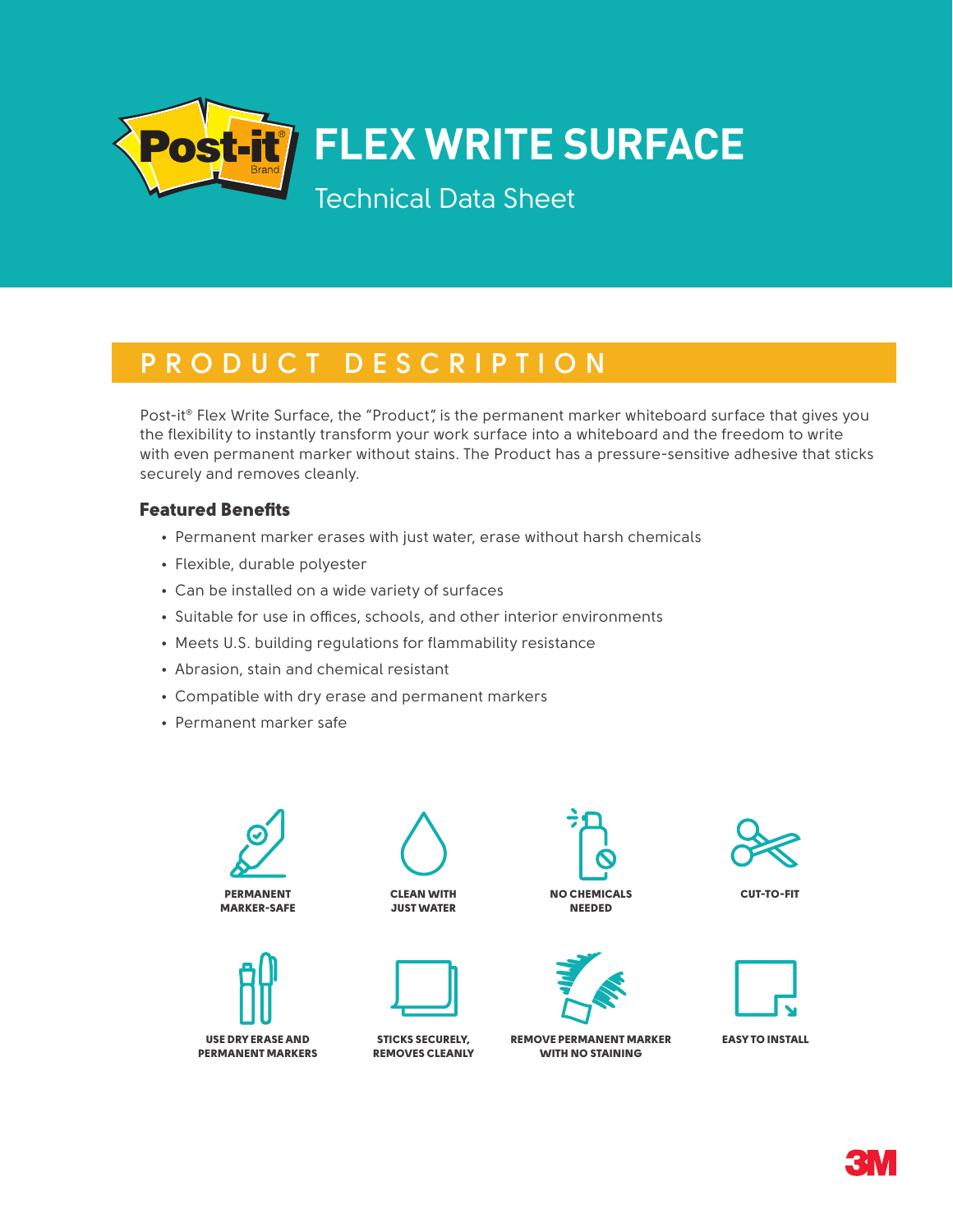# FLEX WRITE SURFACE

Technical Data Sheet

## PRODUCT DESCRIPTION

Post-it® Flex Write Surface, the "Product", is the permanent marker whiteboard surface that gives you the flexibility to instantly transform your work surface into a whiteboard and the freedom to write with even permanent marker without stains. The Product has a pressure-sensitive adhesive that sticks securely and removes cleanly.

### Featured Benefits

- Permanent marker erases with just water, erase without harsh chemicals
- Flexible, durable polyester
- Can be installed on a wide variety of surfaces
- Suitable for use in offices, schools, and other interior environments
- Meets U.S. building regulations for flammability resistance
- Abrasion, stain and chemical resistant
- Compatible with dry erase and permanent markers
- Permanent marker safe

PERMANENT MARKER-SAFE

CLEAN WITH JUST WATER

NO CHEMICALS NEEDED

CUT-TO-FIT

USE DRY ERASE AND PERMANENT MARKERS

STICKS SECURELY, REMOVES CLEANLY

REMOVE PERMANENT MARKER WITH NO STAINING

EASY TO INSTALL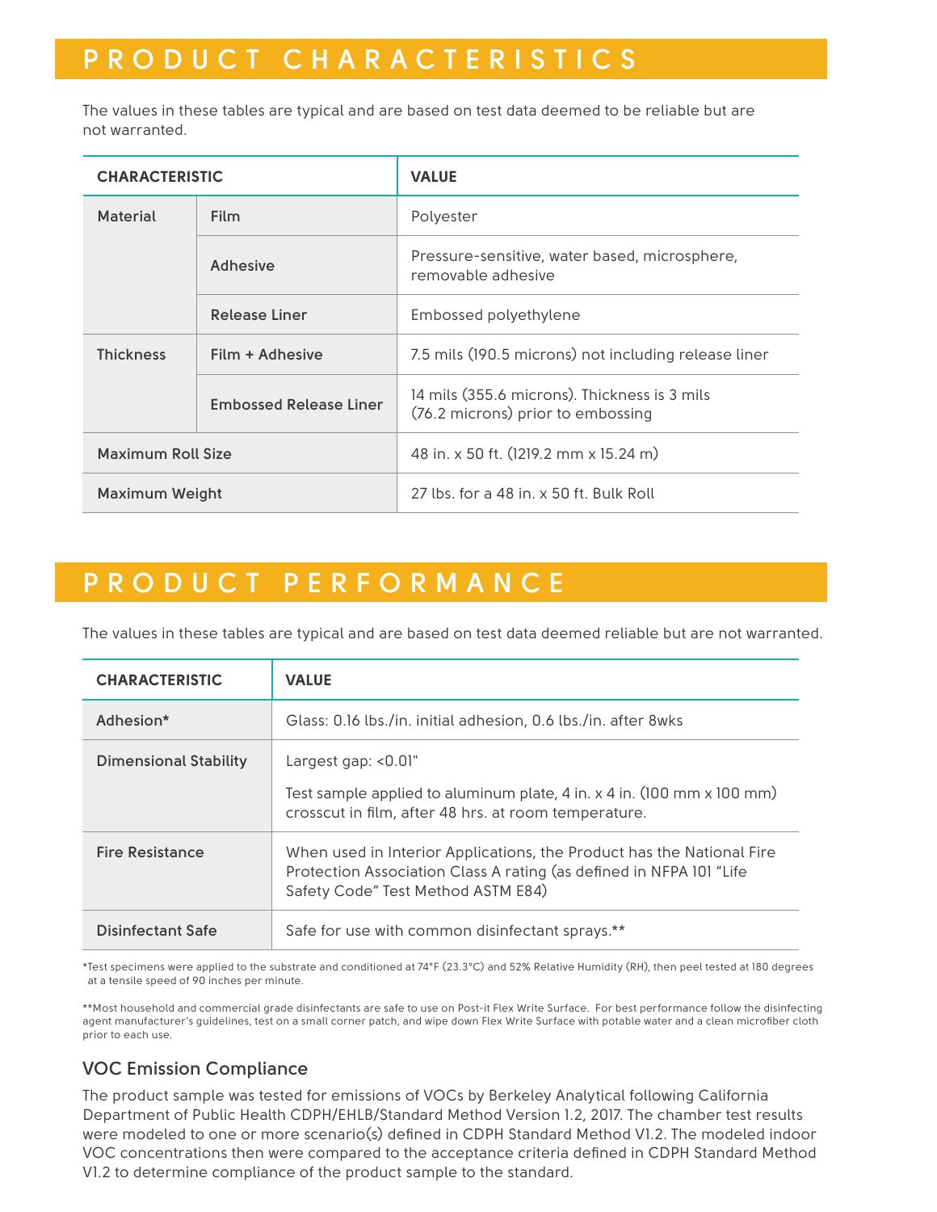# PRODUCT CHARACTERISTICS

The values in these tables are typical and are based on test data deemed to be reliable but are not warranted.

| CHARACTERISTIC | | VALUE |
|---|---|---|
| Material | Film | Polyester |
| | Adhesive | Pressure-sensitive, water based, microsphere, removable adhesive |
| | Release Liner | Embossed polyethylene |
| Thickness | Film + Adhesive | 7.5 mils (190.5 microns) not including release liner |
| | Embossed Release Liner | 14 mils (355.6 microns). Thickness is 3 mils (76.2 microns) prior to embossing |
| Maximum Roll Size | | 48 in. x 50 ft. (1219.2 mm x 15.24 m) |
| Maximum Weight | | 27 lbs. for a 48 in. x 50 ft. Bulk Roll |

# PRODUCT PERFORMANCE

The values in these tables are typical and are based on test data deemed reliable but are not warranted.

| CHARACTERISTIC | VALUE |
|---|---|
| Adhesion* | Glass: 0.16 lbs./in. initial adhesion, 0.6 lbs./in. after 8wks |
| Dimensional Stability | Largest gap: <0.01"<br><br>Test sample applied to aluminum plate, 4 in. x 4 in. (100 mm x 100 mm) crosscut in film, after 48 hrs. at room temperature. |
| Fire Resistance | When used in Interior Applications, the Product has the National Fire Protection Association Class A rating (as defined in NFPA 101 "Life Safety Code" Test Method ASTM E84) |
| Disinfectant Safe | Safe for use with common disinfectant sprays.** |

*Test specimens were applied to the substrate and conditioned at 74°F (23.3°C) and 52% Relative Humidity (RH), then peel tested at 180 degrees at a tensile speed of 90 inches per minute.

**Most household and commercial grade disinfectants are safe to use on Post-it Flex Write Surface. For best performance follow the disinfecting agent manufacturer's guidelines, test on a small corner patch, and wipe down Flex Write Surface with potable water and a clean microfiber cloth prior to each use.

## VOC Emission Compliance

The product sample was tested for emissions of VOCs by Berkeley Analytical following California Department of Public Health CDPH/EHLB/Standard Method Version 1.2, 2017. The chamber test results were modeled to one or more scenario(s) defined in CDPH Standard Method V1.2. The modeled indoor VOC concentrations then were compared to the acceptance criteria defined in CDPH Standard Method V1.2 to determine compliance of the product sample to the standard.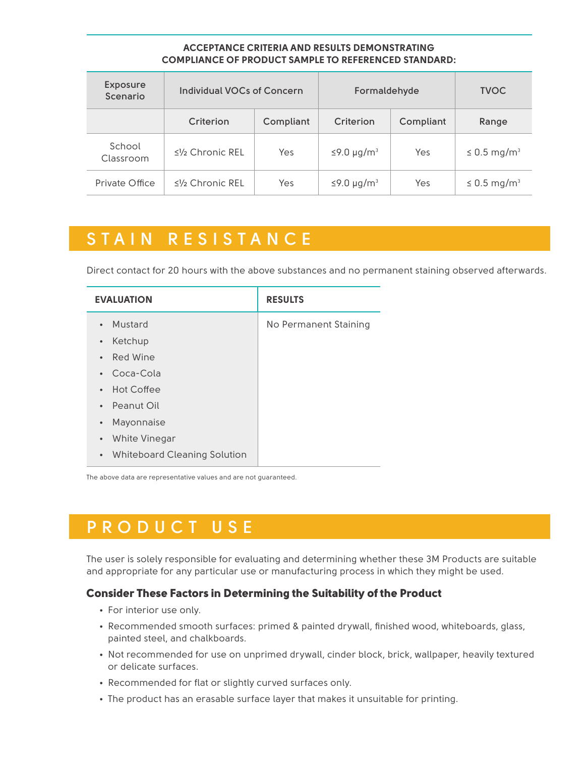**ACCEPTANCE CRITERIA AND RESULTS DEMONSTRATING COMPLIANCE OF PRODUCT SAMPLE TO REFERENCED STANDARD:**

| Exposure Scenario | Individual VOCs of Concern | | Formaldehyde | | TVOC |
|---|---|---|---|---|---|
| | Criterion | Compliant | Criterion | Compliant | Range |
| School Classroom | ≤½ Chronic REL | Yes | ≤9.0 μg/m³ | Yes | ≤ 0.5 mg/m³ |
| Private Office | ≤½ Chronic REL | Yes | ≤9.0 μg/m³ | Yes | ≤ 0.5 mg/m³ |

## STAIN RESISTANCE

Direct contact for 20 hours with the above substances and no permanent staining observed afterwards.

| EVALUATION | RESULTS |
|---|---|
| • Mustard<br>• Ketchup<br>• Red Wine<br>• Coca-Cola<br>• Hot Coffee<br>• Peanut Oil<br>• Mayonnaise<br>• White Vinegar<br>• Whiteboard Cleaning Solution | No Permanent Staining |

The above data are representative values and are not guaranteed.

## PRODUCT USE

The user is solely responsible for evaluating and determining whether these 3M Products are suitable and appropriate for any particular use or manufacturing process in which they might be used.

### Consider These Factors in Determining the Suitability of the Product

- For interior use only.
- Recommended smooth surfaces: primed & painted drywall, finished wood, whiteboards, glass, painted steel, and chalkboards.
- Not recommended for use on unprimed drywall, cinder block, brick, wallpaper, heavily textured or delicate surfaces.
- Recommended for flat or slightly curved surfaces only.
- The product has an erasable surface layer that makes it unsuitable for printing.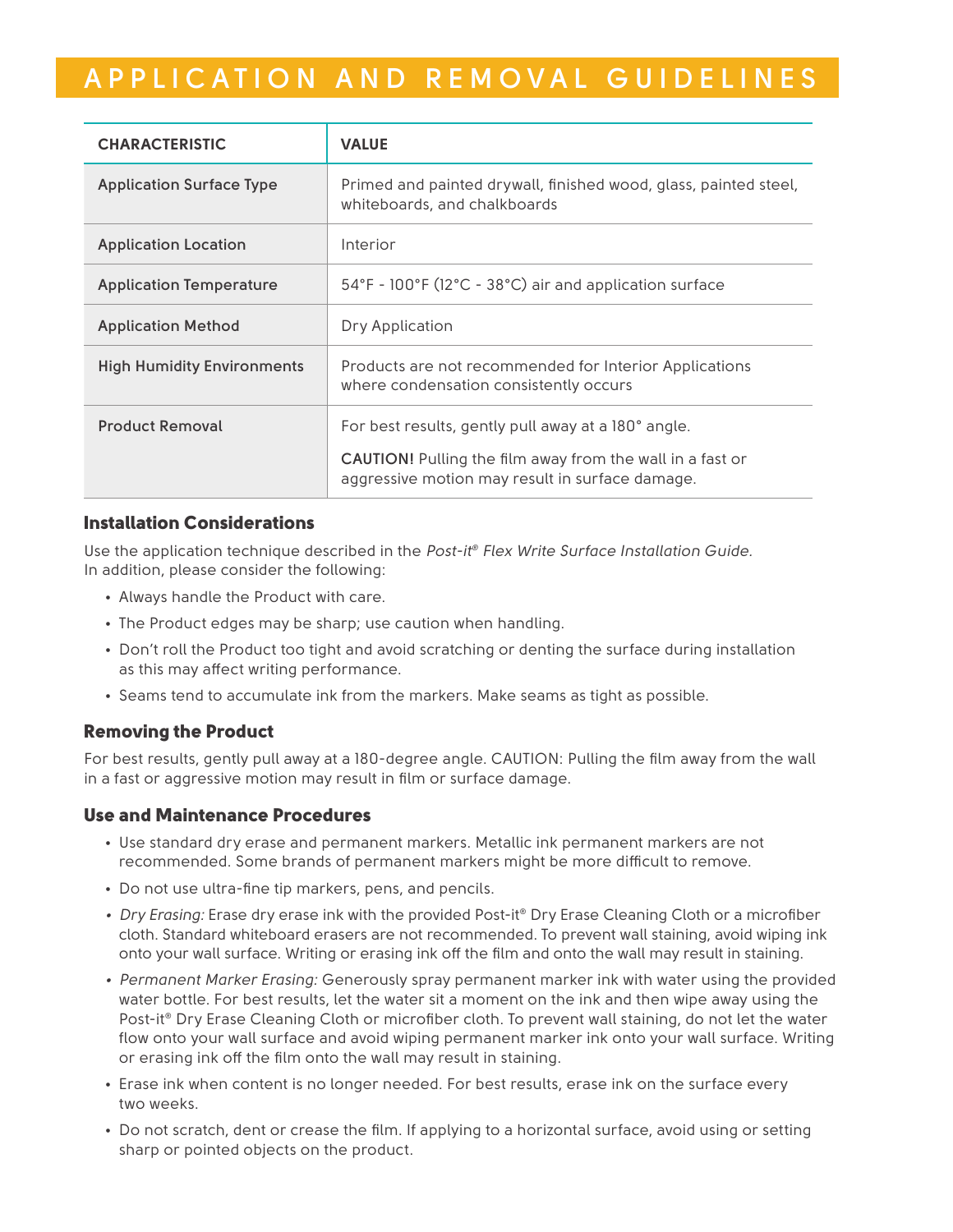# APPLICATION AND REMOVAL GUIDELINES

| CHARACTERISTIC | VALUE |
|---|---|
| Application Surface Type | Primed and painted drywall, finished wood, glass, painted steel, whiteboards, and chalkboards |
| Application Location | Interior |
| Application Temperature | 54°F - 100°F (12°C - 38°C) air and application surface |
| Application Method | Dry Application |
| High Humidity Environments | Products are not recommended for Interior Applications where condensation consistently occurs |
| Product Removal | For best results, gently pull away at a 180° angle. **CAUTION!** Pulling the film away from the wall in a fast or aggressive motion may result in surface damage. |

### Installation Considerations

Use the application technique described in the *Post-it® Flex Write Surface Installation Guide*. In addition, please consider the following:

- Always handle the Product with care.
- The Product edges may be sharp; use caution when handling.
- Don't roll the Product too tight and avoid scratching or denting the surface during installation as this may affect writing performance.
- Seams tend to accumulate ink from the markers. Make seams as tight as possible.

### Removing the Product

For best results, gently pull away at a 180-degree angle. CAUTION: Pulling the film away from the wall in a fast or aggressive motion may result in film or surface damage.

### Use and Maintenance Procedures

- Use standard dry erase and permanent markers. Metallic ink permanent markers are not recommended. Some brands of permanent markers might be more difficult to remove.
- Do not use ultra-fine tip markers, pens, and pencils.
- *Dry Erasing:* Erase dry erase ink with the provided Post-it® Dry Erase Cleaning Cloth or a microfiber cloth. Standard whiteboard erasers are not recommended. To prevent wall staining, avoid wiping ink onto your wall surface. Writing or erasing ink off the film and onto the wall may result in staining.
- *Permanent Marker Erasing:* Generously spray permanent marker ink with water using the provided water bottle. For best results, let the water sit a moment on the ink and then wipe away using the Post-it® Dry Erase Cleaning Cloth or microfiber cloth. To prevent wall staining, do not let the water flow onto your wall surface and avoid wiping permanent marker ink onto your wall surface. Writing or erasing ink off the film onto the wall may result in staining.
- Erase ink when content is no longer needed. For best results, erase ink on the surface every two weeks.
- Do not scratch, dent or crease the film. If applying to a horizontal surface, avoid using or setting sharp or pointed objects on the product.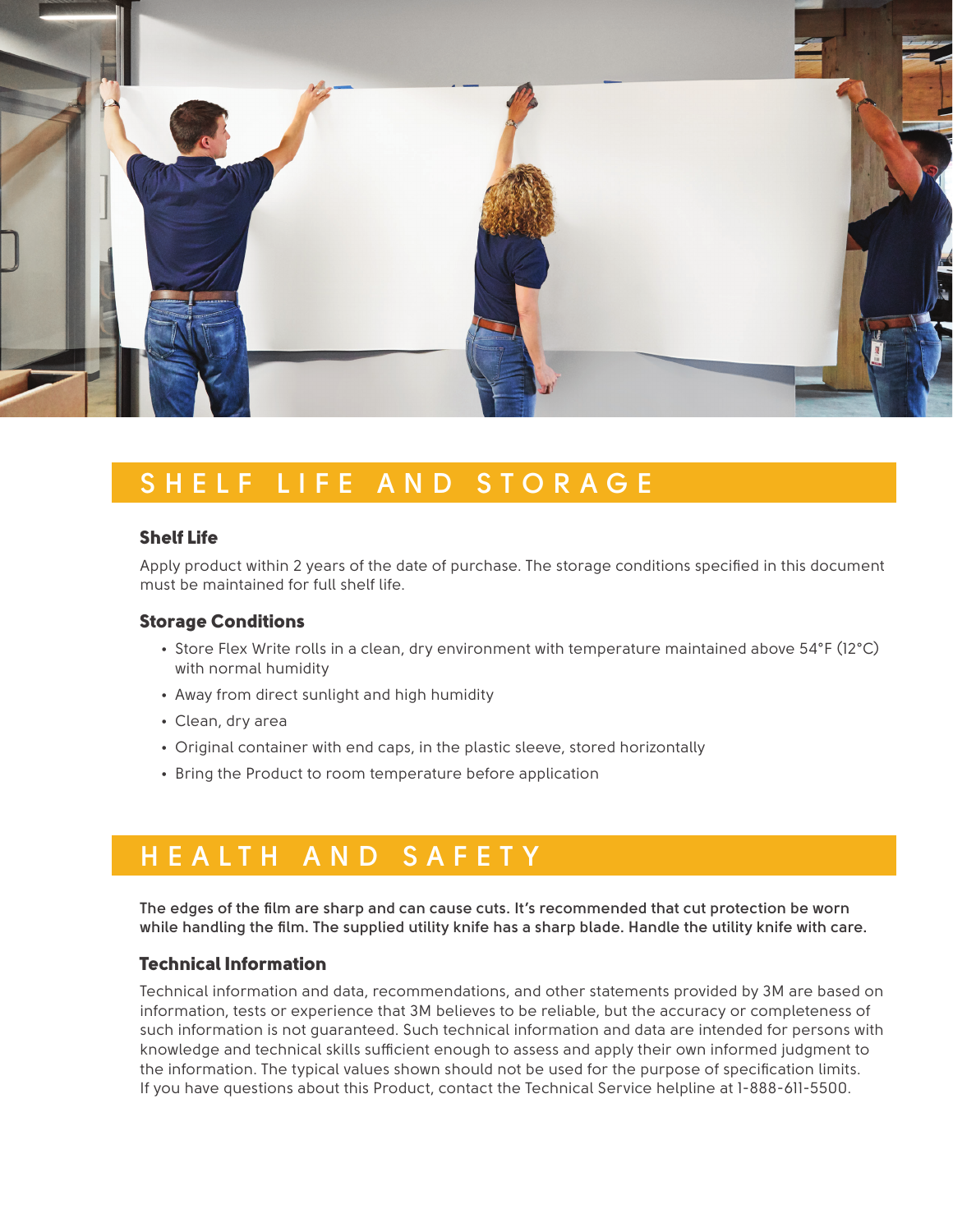## SHELF LIFE AND STORAGE

### Shelf Life

Apply product within 2 years of the date of purchase. The storage conditions specified in this document must be maintained for full shelf life.

### Storage Conditions

- Store Flex Write rolls in a clean, dry environment with temperature maintained above 54°F (12°C) with normal humidity
- Away from direct sunlight and high humidity
- Clean, dry area
- Original container with end caps, in the plastic sleeve, stored horizontally
- Bring the Product to room temperature before application

## HEALTH AND SAFETY

**The edges of the film are sharp and can cause cuts. It's recommended that cut protection be worn while handling the film. The supplied utility knife has a sharp blade. Handle the utility knife with care.**

### Technical Information

Technical information and data, recommendations, and other statements provided by 3M are based on information, tests or experience that 3M believes to be reliable, but the accuracy or completeness of such information is not guaranteed. Such technical information and data are intended for persons with knowledge and technical skills sufficient enough to assess and apply their own informed judgment to the information. The typical values shown should not be used for the purpose of specification limits. If you have questions about this Product, contact the Technical Service helpline at 1-888-611-5500.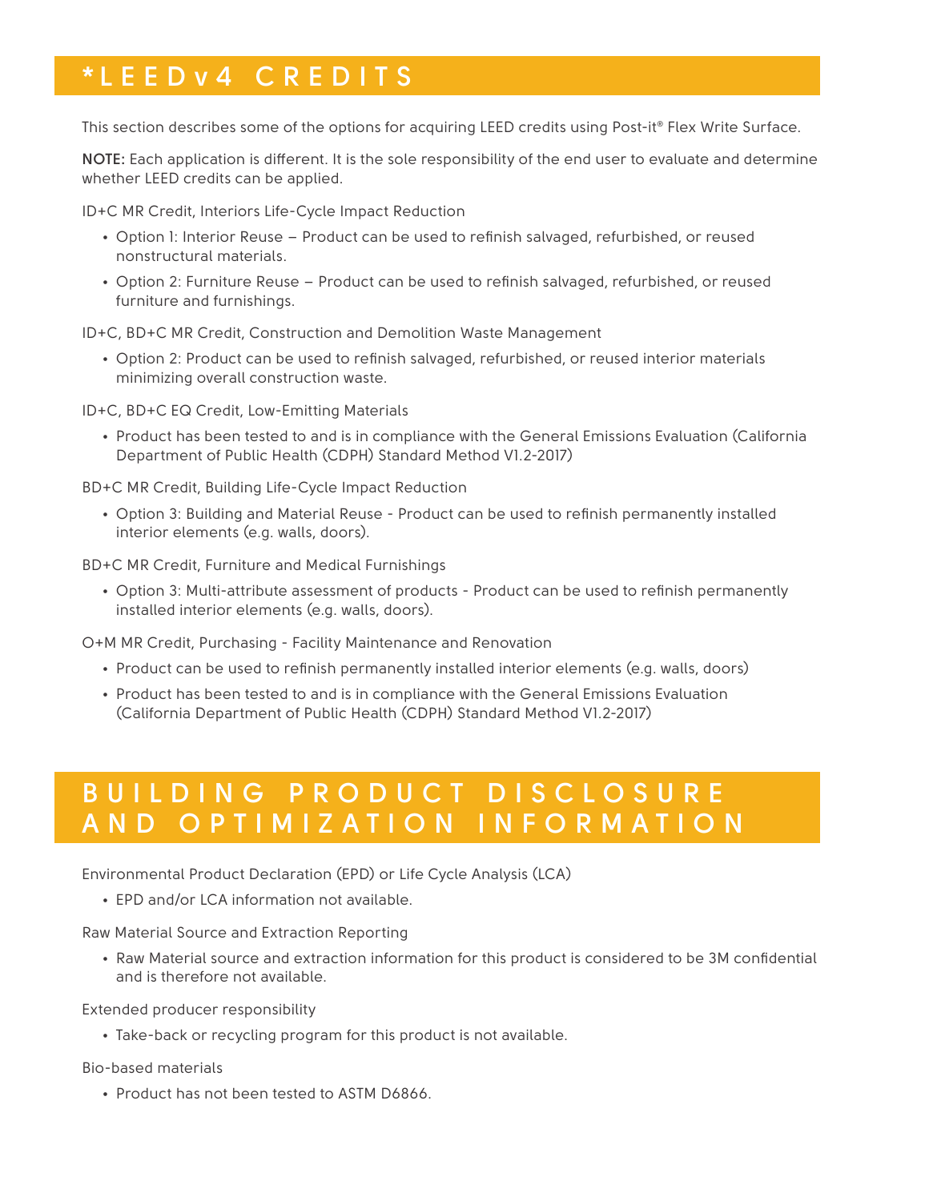# *LEEDv4 CREDITS

This section describes some of the options for acquiring LEED credits using Post-it® Flex Write Surface.

**NOTE:** Each application is different. It is the sole responsibility of the end user to evaluate and determine whether LEED credits can be applied.

ID+C MR Credit, Interiors Life-Cycle Impact Reduction

- Option 1: Interior Reuse – Product can be used to refinish salvaged, refurbished, or reused nonstructural materials.
- Option 2: Furniture Reuse – Product can be used to refinish salvaged, refurbished, or reused furniture and furnishings.

ID+C, BD+C MR Credit, Construction and Demolition Waste Management

- Option 2: Product can be used to refinish salvaged, refurbished, or reused interior materials minimizing overall construction waste.

ID+C, BD+C EQ Credit, Low-Emitting Materials

- Product has been tested to and is in compliance with the General Emissions Evaluation (California Department of Public Health (CDPH) Standard Method V1.2-2017)

BD+C MR Credit, Building Life-Cycle Impact Reduction

- Option 3: Building and Material Reuse - Product can be used to refinish permanently installed interior elements (e.g. walls, doors).

BD+C MR Credit, Furniture and Medical Furnishings

- Option 3: Multi-attribute assessment of products - Product can be used to refinish permanently installed interior elements (e.g. walls, doors).

O+M MR Credit, Purchasing - Facility Maintenance and Renovation

- Product can be used to refinish permanently installed interior elements (e.g. walls, doors)
- Product has been tested to and is in compliance with the General Emissions Evaluation (California Department of Public Health (CDPH) Standard Method V1.2-2017)

# BUILDING PRODUCT DISCLOSURE AND OPTIMIZATION INFORMATION

Environmental Product Declaration (EPD) or Life Cycle Analysis (LCA)

- EPD and/or LCA information not available.

Raw Material Source and Extraction Reporting

- Raw Material source and extraction information for this product is considered to be 3M confidential and is therefore not available.

Extended producer responsibility

- Take-back or recycling program for this product is not available.

Bio-based materials

- Product has not been tested to ASTM D6866.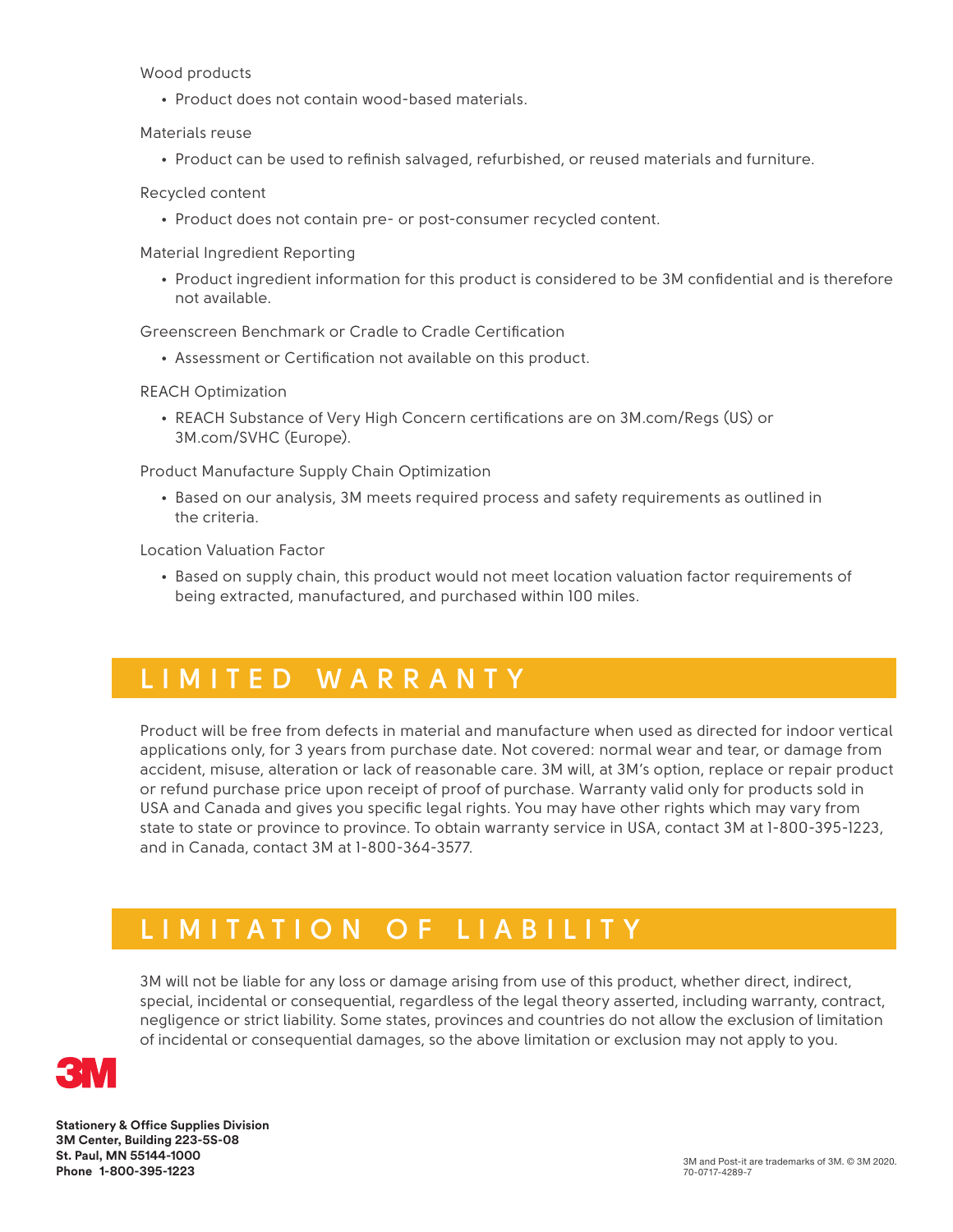Wood products

- Product does not contain wood-based materials.

Materials reuse

- Product can be used to refinish salvaged, refurbished, or reused materials and furniture.

Recycled content

- Product does not contain pre- or post-consumer recycled content.

Material Ingredient Reporting

- Product ingredient information for this product is considered to be 3M confidential and is therefore not available.

Greenscreen Benchmark or Cradle to Cradle Certification

- Assessment or Certification not available on this product.

REACH Optimization

- REACH Substance of Very High Concern certifications are on 3M.com/Regs (US) or 3M.com/SVHC (Europe).

Product Manufacture Supply Chain Optimization

- Based on our analysis, 3M meets required process and safety requirements as outlined in the criteria.

Location Valuation Factor

- Based on supply chain, this product would not meet location valuation factor requirements of being extracted, manufactured, and purchased within 100 miles.

## LIMITED WARRANTY

Product will be free from defects in material and manufacture when used as directed for indoor vertical applications only, for 3 years from purchase date. Not covered: normal wear and tear, or damage from accident, misuse, alteration or lack of reasonable care. 3M will, at 3M's option, replace or repair product or refund purchase price upon receipt of proof of purchase. Warranty valid only for products sold in USA and Canada and gives you specific legal rights. You may have other rights which may vary from state to state or province to province. To obtain warranty service in USA, contact 3M at 1-800-395-1223, and in Canada, contact 3M at 1-800-364-3577.

## LIMITATION OF LIABILITY

3M will not be liable for any loss or damage arising from use of this product, whether direct, indirect, special, incidental or consequential, regardless of the legal theory asserted, including warranty, contract, negligence or strict liability. Some states, provinces and countries do not allow the exclusion of limitation of incidental or consequential damages, so the above limitation or exclusion may not apply to you.

3M

**Stationery & Office Supplies Division**
**3M Center, Building 223-5S-08**
**St. Paul, MN 55144-1000**
**Phone 1-800-395-1223**

3M and Post-it are trademarks of 3M. © 3M 2020.
70-0717-4289-7